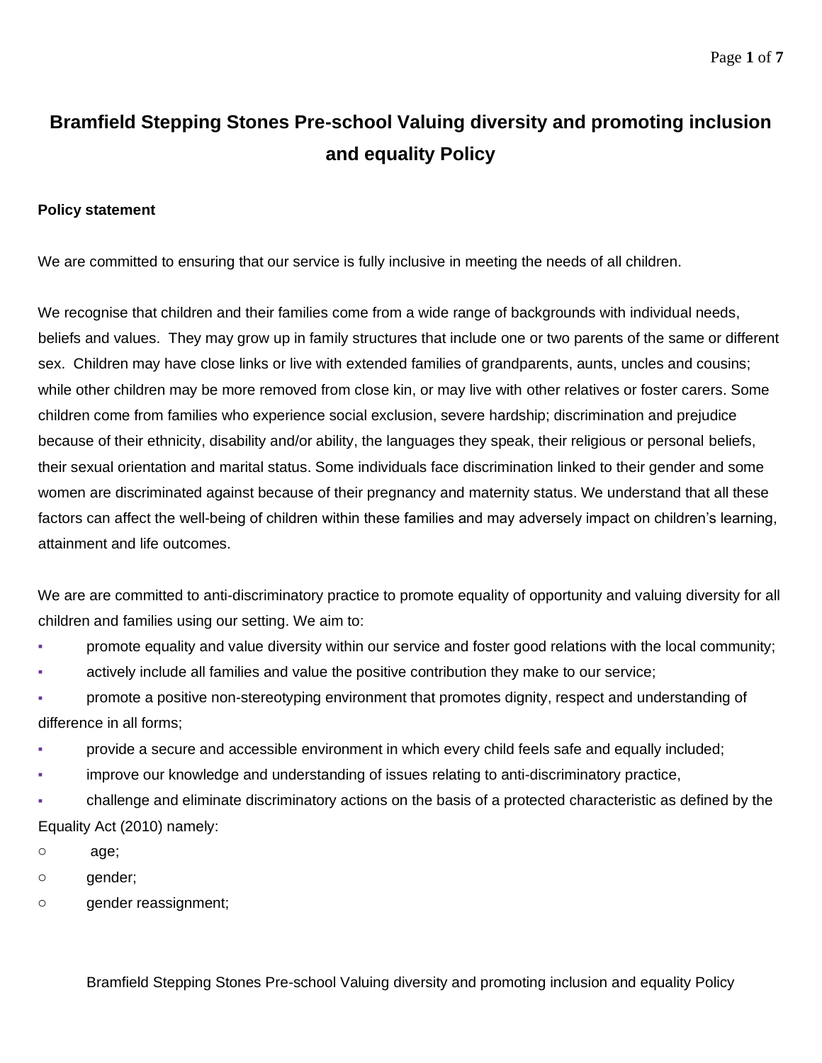# Bramfield Stepping Stones Pre-school Valuing diversity and promoting inclusion and equality Policy

**Policy statement**

We are committed to ensuring that our service is fully inclusive in meeting the needs of all children.

We recognise that children and their families come from a wide range of backgrounds with individual needs, beliefs and values. They may grow up in family structures that include one or two parents of the same or different sex. Children may have close links or live with extended families of grandparents, aunts, uncles and cousins; while other children may be more removed from close kin, or may live with other relatives or foster carers. Some children come from families who experience social exclusion, severe hardship; discrimination and prejudice because of their ethnicity, disability and/or ability, the languages they speak, their religious or personal beliefs, their sexual orientation and marital status. Some individuals face discrimination linked to their gender and some women are discriminated against because of their pregnancy and maternity status. We understand that all these factors can affect the well-being of children within these families and may adversely impact on children's learning, attainment and life outcomes.

We are are committed to anti-discriminatory practice to promote equality of opportunity and valuing diversity for all children and families using our setting. We aim to:

- promote equality and value diversity within our service and foster good relations with the local community;
- actively include all families and value the positive contribution they make to our service;
- promote a positive non-stereotyping environment that promotes dignity, respect and understanding of difference in all forms;
- provide a secure and accessible environment in which every child feels safe and equally included;
- improve our knowledge and understanding of issues relating to anti-discriminatory practice,
- challenge and eliminate discriminatory actions on the basis of a protected characteristic as defined by the Equality Act (2010) namely:
  - age;
  - gender;
  - gender reassignment;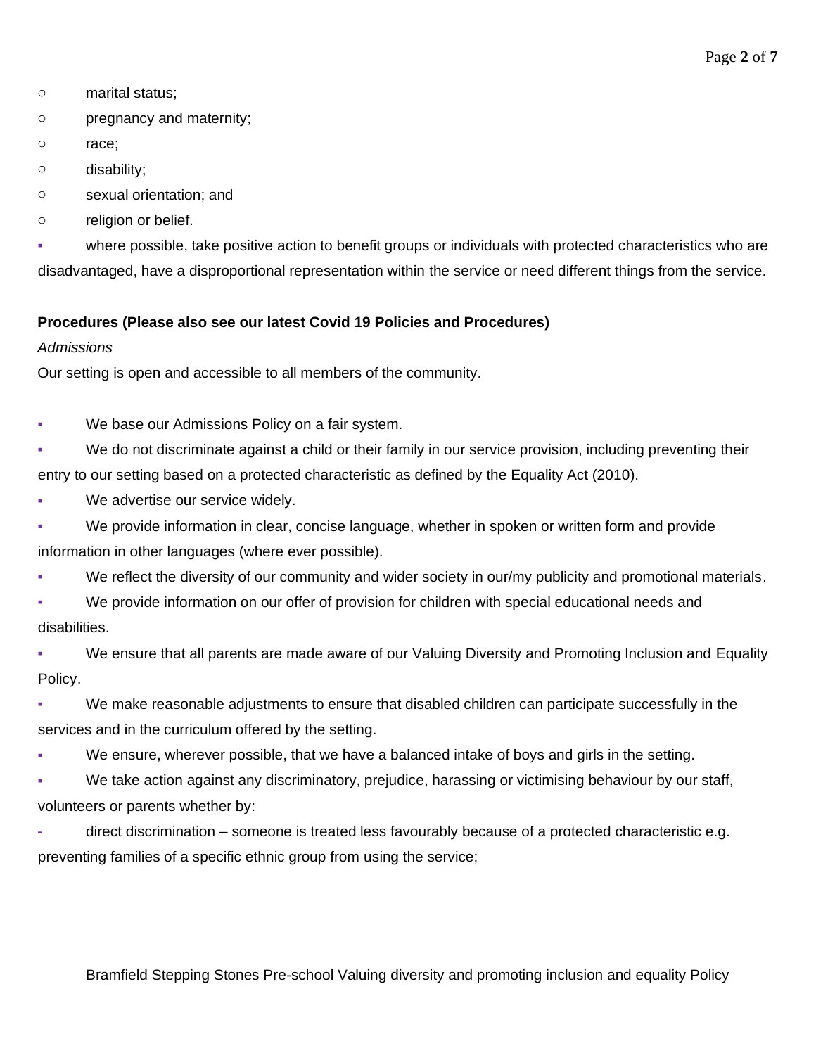- marital status;
- pregnancy and maternity;
- race;
- disability;
- sexual orientation; and
- religion or belief.

- where possible, take positive action to benefit groups or individuals with protected characteristics who are disadvantaged, have a disproportional representation within the service or need different things from the service.

**Procedures (Please also see our latest Covid 19 Policies and Procedures)**

*Admissions*

Our setting is open and accessible to all members of the community.

- We base our Admissions Policy on a fair system.
- We do not discriminate against a child or their family in our service provision, including preventing their entry to our setting based on a protected characteristic as defined by the Equality Act (2010).
- We advertise our service widely.
- We provide information in clear, concise language, whether in spoken or written form and provide information in other languages (where ever possible).
- We reflect the diversity of our community and wider society in our/my publicity and promotional materials.
- We provide information on our offer of provision for children with special educational needs and disabilities.
- We ensure that all parents are made aware of our Valuing Diversity and Promoting Inclusion and Equality Policy.
- We make reasonable adjustments to ensure that disabled children can participate successfully in the services and in the curriculum offered by the setting.
- We ensure, wherever possible, that we have a balanced intake of boys and girls in the setting.
- We take action against any discriminatory, prejudice, harassing or victimising behaviour by our staff, volunteers or parents whether by:

- direct discrimination – someone is treated less favourably because of a protected characteristic e.g. preventing families of a specific ethnic group from using the service;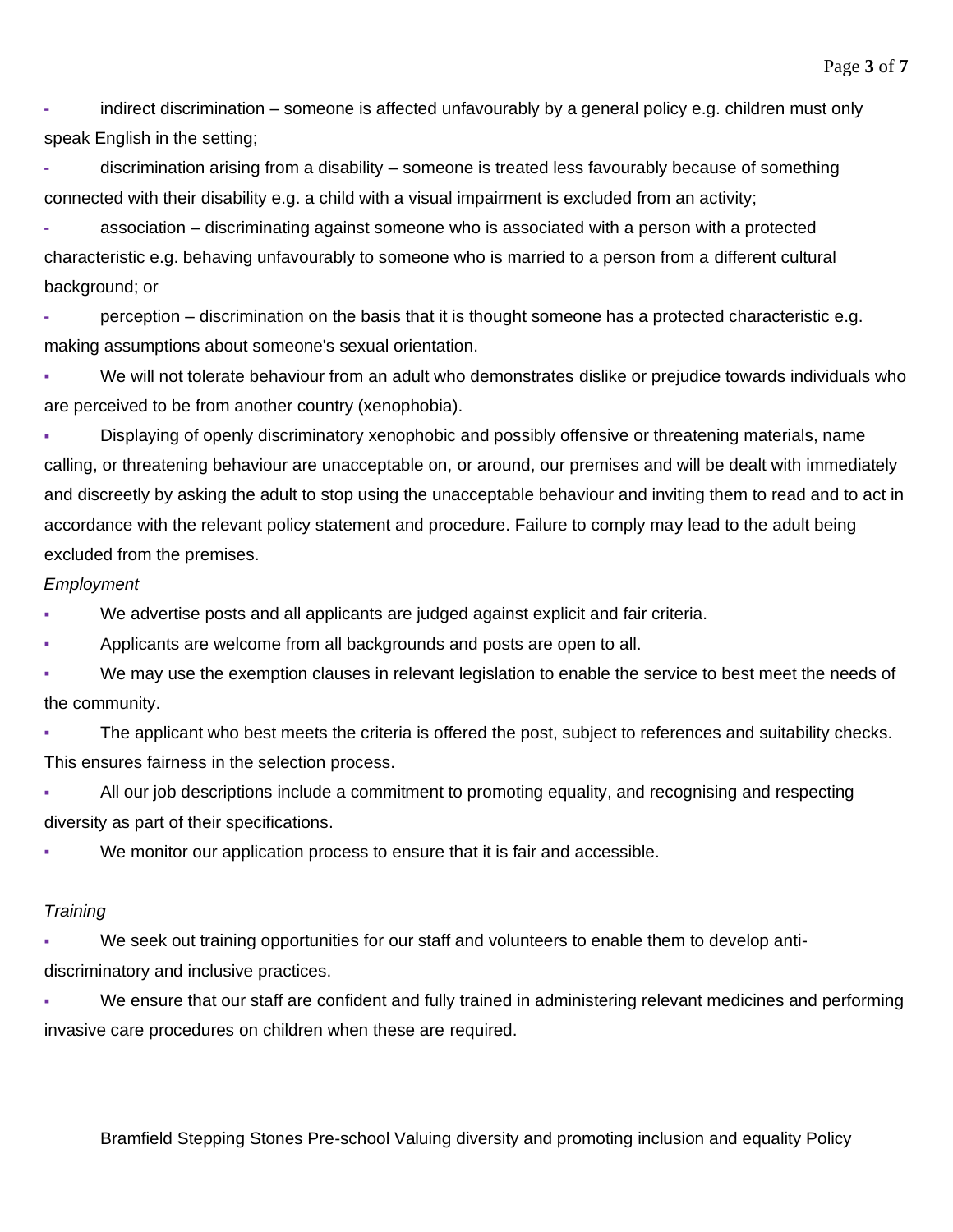- indirect discrimination – someone is affected unfavourably by a general policy e.g. children must only speak English in the setting;
- discrimination arising from a disability – someone is treated less favourably because of something connected with their disability e.g. a child with a visual impairment is excluded from an activity;
- association – discriminating against someone who is associated with a person with a protected characteristic e.g. behaving unfavourably to someone who is married to a person from a different cultural background; or
- perception – discrimination on the basis that it is thought someone has a protected characteristic e.g. making assumptions about someone's sexual orientation.

- We will not tolerate behaviour from an adult who demonstrates dislike or prejudice towards individuals who are perceived to be from another country (xenophobia).
- Displaying of openly discriminatory xenophobic and possibly offensive or threatening materials, name calling, or threatening behaviour are unacceptable on, or around, our premises and will be dealt with immediately and discreetly by asking the adult to stop using the unacceptable behaviour and inviting them to read and to act in accordance with the relevant policy statement and procedure. Failure to comply may lead to the adult being excluded from the premises.

*Employment*

- We advertise posts and all applicants are judged against explicit and fair criteria.
- Applicants are welcome from all backgrounds and posts are open to all.
- We may use the exemption clauses in relevant legislation to enable the service to best meet the needs of the community.
- The applicant who best meets the criteria is offered the post, subject to references and suitability checks. This ensures fairness in the selection process.
- All our job descriptions include a commitment to promoting equality, and recognising and respecting diversity as part of their specifications.
- We monitor our application process to ensure that it is fair and accessible.

*Training*

- We seek out training opportunities for our staff and volunteers to enable them to develop anti-discriminatory and inclusive practices.
- We ensure that our staff are confident and fully trained in administering relevant medicines and performing invasive care procedures on children when these are required.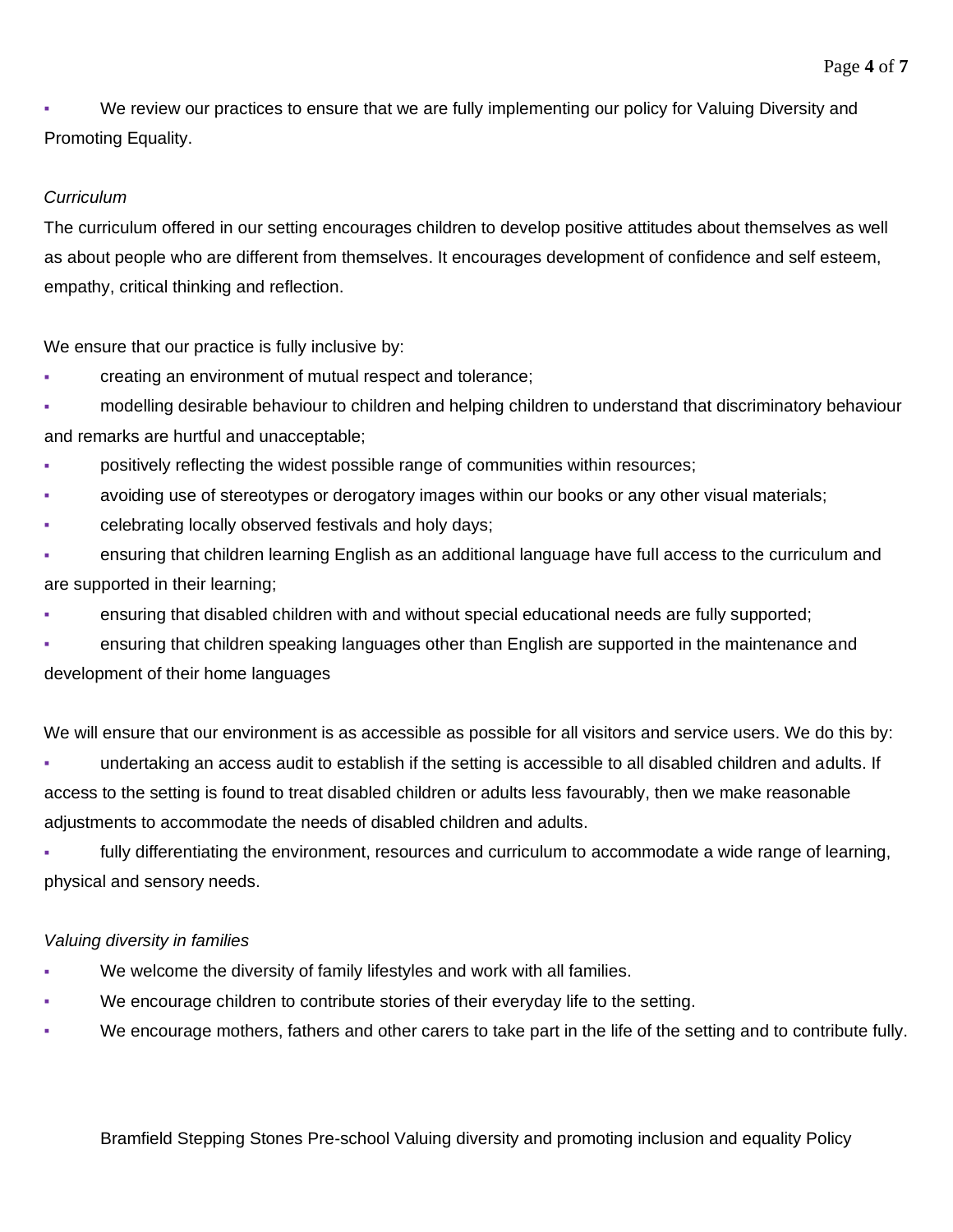- We review our practices to ensure that we are fully implementing our policy for Valuing Diversity and Promoting Equality.

*Curriculum*

The curriculum offered in our setting encourages children to develop positive attitudes about themselves as well as about people who are different from themselves. It encourages development of confidence and self esteem, empathy, critical thinking and reflection.

We ensure that our practice is fully inclusive by:

- creating an environment of mutual respect and tolerance;
- modelling desirable behaviour to children and helping children to understand that discriminatory behaviour and remarks are hurtful and unacceptable;
- positively reflecting the widest possible range of communities within resources;
- avoiding use of stereotypes or derogatory images within our books or any other visual materials;
- celebrating locally observed festivals and holy days;
- ensuring that children learning English as an additional language have full access to the curriculum and are supported in their learning;
- ensuring that disabled children with and without special educational needs are fully supported;
- ensuring that children speaking languages other than English are supported in the maintenance and development of their home languages

We will ensure that our environment is as accessible as possible for all visitors and service users. We do this by:

- undertaking an access audit to establish if the setting is accessible to all disabled children and adults. If access to the setting is found to treat disabled children or adults less favourably, then we make reasonable adjustments to accommodate the needs of disabled children and adults.
- fully differentiating the environment, resources and curriculum to accommodate a wide range of learning, physical and sensory needs.

*Valuing diversity in families*

- We welcome the diversity of family lifestyles and work with all families.
- We encourage children to contribute stories of their everyday life to the setting.
- We encourage mothers, fathers and other carers to take part in the life of the setting and to contribute fully.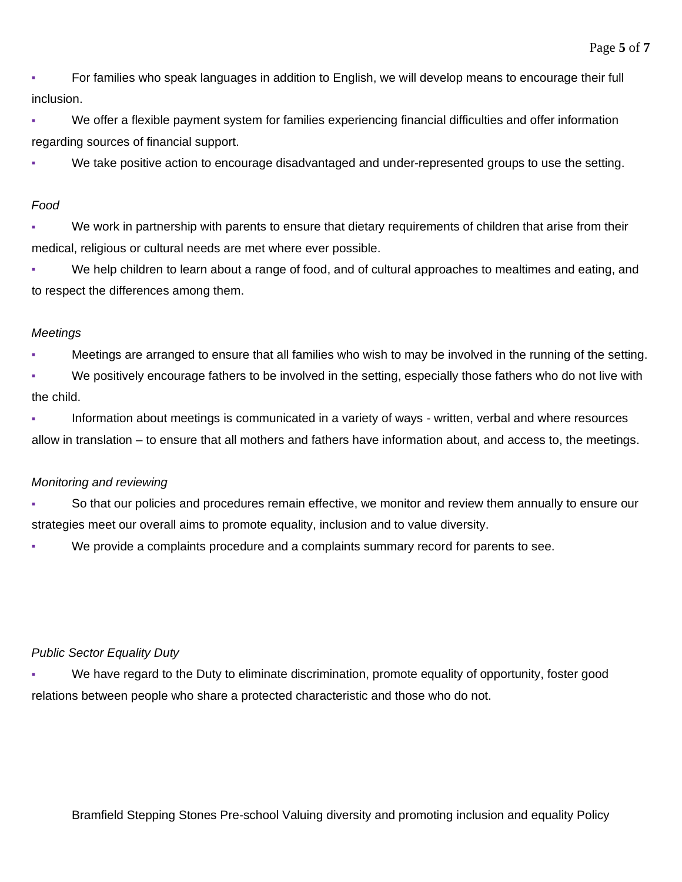- For families who speak languages in addition to English, we will develop means to encourage their full inclusion.
- We offer a flexible payment system for families experiencing financial difficulties and offer information regarding sources of financial support.
- We take positive action to encourage disadvantaged and under-represented groups to use the setting.

*Food*

- We work in partnership with parents to ensure that dietary requirements of children that arise from their medical, religious or cultural needs are met where ever possible.
- We help children to learn about a range of food, and of cultural approaches to mealtimes and eating, and to respect the differences among them.

*Meetings*

- Meetings are arranged to ensure that all families who wish to may be involved in the running of the setting.
- We positively encourage fathers to be involved in the setting, especially those fathers who do not live with the child.
- Information about meetings is communicated in a variety of ways - written, verbal and where resources allow in translation – to ensure that all mothers and fathers have information about, and access to, the meetings.

*Monitoring and reviewing*

- So that our policies and procedures remain effective, we monitor and review them annually to ensure our strategies meet our overall aims to promote equality, inclusion and to value diversity.
- We provide a complaints procedure and a complaints summary record for parents to see.

*Public Sector Equality Duty*

- We have regard to the Duty to eliminate discrimination, promote equality of opportunity, foster good relations between people who share a protected characteristic and those who do not.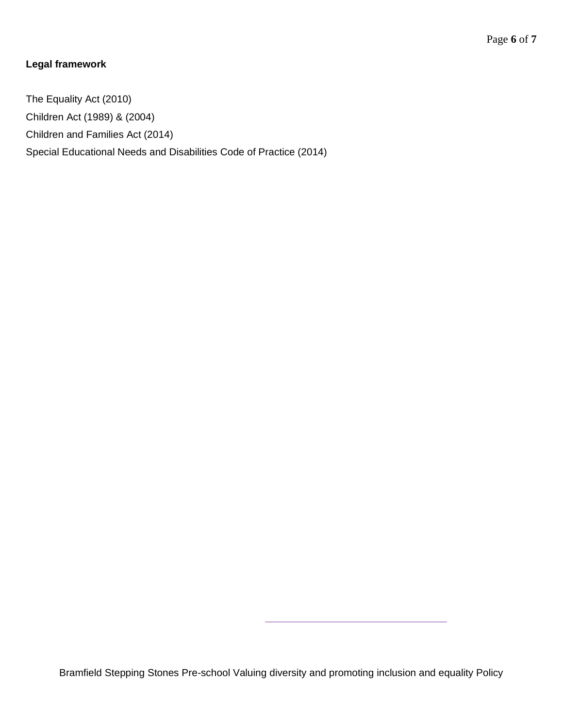**Legal framework**

The Equality Act (2010)

Children Act (1989) & (2004)

Children and Families Act (2014)

Special Educational Needs and Disabilities Code of Practice (2014)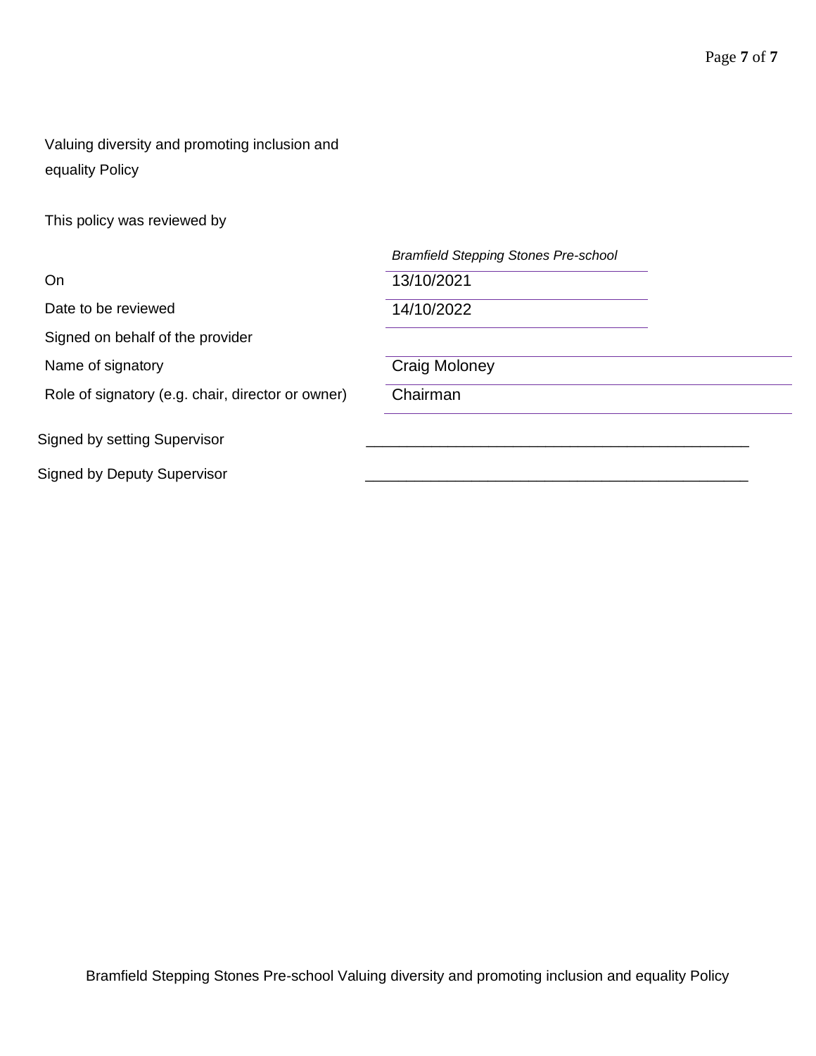Valuing diversity and promoting inclusion and equality Policy

This policy was reviewed by

| | |
|---|---|
| | *Bramfield Stepping Stones Pre-school* |
| On | 13/10/2021 |
| Date to be reviewed | 14/10/2022 |
| Signed on behalf of the provider | |
| Name of signatory | Craig Moloney |
| Role of signatory (e.g. chair, director or owner) | Chairman |

Signed by setting Supervisor ___________________________________________

Signed by Deputy Supervisor ___________________________________________